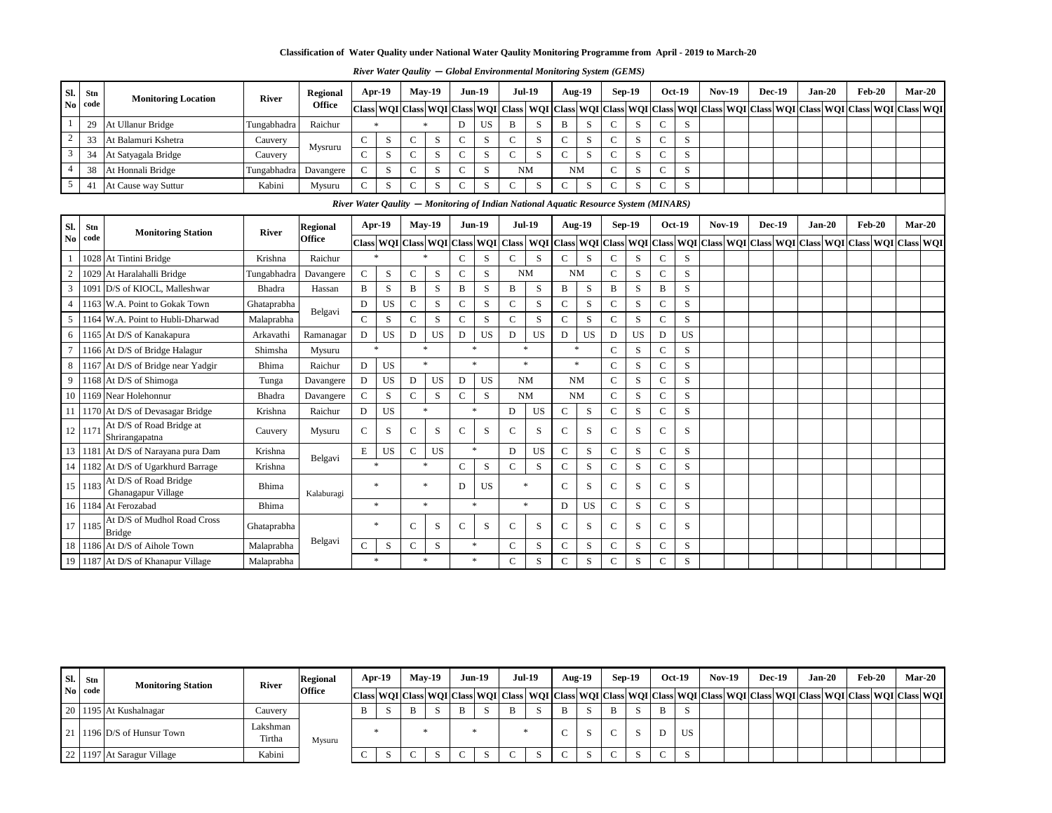# Classification of Water Quality under National Water Qaulity Monitoring Programme from April - 2019 to March-20

*River Water Qaulity — Global Environmental Monitoring System (GEMS)*

| Sl. No | Stn code | Monitoring Location | River | Regional Office | Apr-19 | | May-19 | | Jun-19 | | Jul-19 | | Aug-19 | | Sep-19 | | Oct-19 | | Nov-19 | | Dec-19 | | Jan-20 | | Feb-20 | | Mar-20 | |
|---|---|---|---|---|---|---|---|---|---|---|---|---|---|---|---|---|---|---|---|---|---|---|---|---|---|---|---|---|
| | | | | | Class | WQI | Class | WQI | Class | WQI | Class | WQI | Class | WQI | Class | WQI | Class | WQI | Class | WQI | Class | WQI | Class | WQI | Class | WQI | Class | WQI |
| 1 | 29 | At Ullanur Bridge | Tungabhadra | Raichur | * | | * | | D | US | B | S | B | S | C | S | C | S | | | | | | | | | | |
| 2 | 33 | At Balamuri Kshetra | Cauvery | Mysruru | C | S | C | S | C | S | C | S | C | S | C | S | C | S | | | | | | | | | | |
| 3 | 34 | At Satyagala Bridge | Cauvery | | C | S | C | S | C | S | C | S | C | S | C | S | C | S | | | | | | | | | | |
| 4 | 38 | At Honnali Bridge | Tungabhadra | Davangere | C | S | C | S | C | S | NM | | NM | | C | S | C | S | | | | | | | | | | |
| 5 | 41 | At Cause way Suttur | Kabini | Mysuru | C | S | C | S | C | S | C | S | C | S | C | S | C | S | | | | | | | | | | |

*River Water Qaulity — Monitoring of Indian National Aquatic Resource System (MINARS)*

| Sl. No | Stn code | Monitoring Station | River | Regional Office | Apr-19 | | May-19 | | Jun-19 | | Jul-19 | | Aug-19 | | Sep-19 | | Oct-19 | | Nov-19 | | Dec-19 | | Jan-20 | | Feb-20 | | Mar-20 | |
|---|---|---|---|---|---|---|---|---|---|---|---|---|---|---|---|---|---|---|---|---|---|---|---|---|---|---|---|---|
| | | | | | Class | WQI | Class | WQI | Class | WQI | Class | WQI | Class | WQI | Class | WQI | Class | WQI | Class | WQI | Class | WQI | Class | WQI | Class | WQI | Class | WQI |
| 1 | 1028 | At Tintini Bridge | Krishna | Raichur | * | | * | | C | S | C | S | C | S | C | S | C | S | | | | | | | | | | |
| 2 | 1029 | At Haralahalli Bridge | Tungabhadra | Davangere | C | S | C | S | C | S | NM | | NM | | C | S | C | S | | | | | | | | | | |
| 3 | 1091 | D/S of KIOCL, Malleshwar | Bhadra | Hassan | B | S | B | S | B | S | B | S | B | S | B | S | B | S | | | | | | | | | | |
| 4 | 1163 | W.A. Point to Gokak Town | Ghataprabha | Belgavi | D | US | C | S | C | S | C | S | C | S | C | S | C | S | | | | | | | | | | |
| 5 | 1164 | W.A. Point to Hubli-Dharwad | Malaprabha | | C | S | C | S | C | S | C | S | C | S | C | S | C | S | | | | | | | | | | |
| 6 | 1165 | At D/S of Kanakapura | Arkavathi | Ramanagar | D | US | D | US | D | US | D | US | D | US | D | US | D | US | | | | | | | | | | |
| 7 | 1166 | At D/S of Bridge Halagur | Shimsha | Mysuru | * | | * | | * | | * | | * | | C | S | C | S | | | | | | | | | | |
| 8 | 1167 | At D/S of Bridge near Yadgir | Bhima | Raichur | D | US | * | | * | | * | | * | | C | S | C | S | | | | | | | | | | |
| 9 | 1168 | At D/S of Shimoga | Tunga | Davangere | D | US | D | US | D | US | NM | | NM | | C | S | C | S | | | | | | | | | | |
| 10 | 1169 | Near Holehonnur | Bhadra | Davangere | C | S | C | S | C | S | NM | | NM | | C | S | C | S | | | | | | | | | | |
| 11 | 1170 | At D/S of Devasagar Bridge | Krishna | Raichur | D | US | * | | * | | D | US | C | S | C | S | C | S | | | | | | | | | | |
| 12 | 1171 | At D/S of Road Bridge at Shrirangapatna | Cauvery | Mysuru | C | S | C | S | C | S | C | S | C | S | C | S | C | S | | | | | | | | | | |
| 13 | 1181 | At D/S of Narayana pura Dam | Krishna | Belgavi | E | US | C | US | * | | D | US | C | S | C | S | C | S | | | | | | | | | | |
| 14 | 1182 | At D/S of Ugarkhurd Barrage | Krishna | | * | | * | | C | S | C | S | C | S | C | S | C | S | | | | | | | | | | |
| 15 | 1183 | At D/S of Road Bridge Ghanagapur Village | Bhima | Kalaburagi | * | | * | | D | US | * | | C | S | C | S | C | S | | | | | | | | | | |
| 16 | 1184 | At Ferozabad | Bhima | | * | | * | | * | | * | | D | US | C | S | C | S | | | | | | | | | | |
| 17 | 1185 | At D/S of Mudhol Road Cross Bridge | Ghataprabha | Belgavi | * | | C | S | C | S | C | S | C | S | C | S | C | S | | | | | | | | | | |
| 18 | 1186 | At D/S of Aihole Town | Malaprabha | | C | S | C | S | * | | C | S | C | S | C | S | C | S | | | | | | | | | | |
| 19 | 1187 | At D/S of Khanapur Village | Malaprabha | | * | | * | | * | | C | S | C | S | C | S | C | S | | | | | | | | | | |
| 20 | 1195 | At Kushalnagar | Cauvery | Mysuru | B | S | B | S | B | S | B | S | B | S | B | S | B | S | | | | | | | | | | |
| 21 | 1196 | D/S of Hunsur Town | Lakshman Tirtha | | * | | * | | * | | * | | C | S | C | S | D | US | | | | | | | | | | |
| 22 | 1197 | At Saragur Village | Kabini | | C | S | C | S | C | S | C | S | C | S | C | S | C | S | | | | | | | | | | |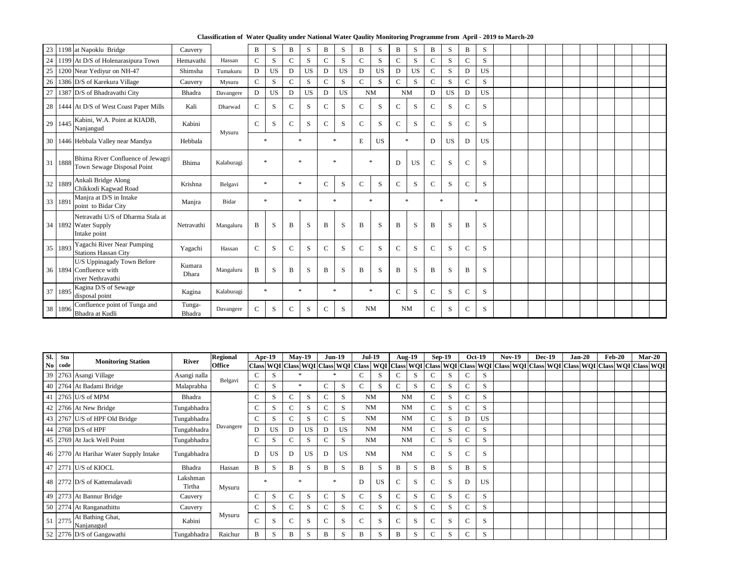## Classification of Water Quality under National Water Qaulity Monitoring Programme from April - 2019 to March-20

| Sl. No | Stn code | Monitoring Station | River | Regional Office | Apr-19 | | May-19 | | Jun-19 | | Jul-19 | | Aug-19 | | Sep-19 | | Oct-19 | | Nov-19 | | Dec-19 | | Jan-20 | | Feb-20 | | Mar-20 | |
|---|---|---|---|---|---|---|---|---|---|---|---|---|---|---|---|---|---|---|---|---|---|---|---|---|---|---|---|---|
| | | | | | Class | WQI | Class | WQI | Class | WQI | Class | WQI | Class | WQI | Class | WQI | Class | WQI | Class | WQI | Class | WQI | Class | WQI | Class | WQI | Class | WQI |
| 23 | 1198 | at Napoklu Bridge | Cauvery | | B | S | B | S | B | S | B | S | B | S | B | S | B | S | | | | | | | | | | |
| 24 | 1199 | At D/S of Holenarasipura Town | Hemavathi | Hassan | C | S | C | S | C | S | C | S | C | S | C | S | C | S | | | | | | | | | | |
| 25 | 1200 | Near Yediyur on NH-47 | Shimsha | Tumakuru | D | US | D | US | D | US | D | US | D | US | C | S | D | US | | | | | | | | | | |
| 26 | 1386 | D/S of Karekura Village | Cauvery | Mysuru | C | S | C | S | C | S | C | S | C | S | C | S | C | S | | | | | | | | | | |
| 27 | 1387 | D/S of Bhadravathi City | Bhadra | Davangere | D | US | D | US | D | US | NM | | NM | | D | US | D | US | | | | | | | | | | |
| 28 | 1444 | At D/S of West Coast Paper Mills | Kali | Dharwad | C | S | C | S | C | S | C | S | C | S | C | S | C | S | | | | | | | | | | |
| 29 | 1445 | Kabini, W.A. Point at KIADB, Nanjangud | Kabini | Mysuru | C | S | C | S | C | S | C | S | C | S | C | S | C | S | | | | | | | | | | |
| 30 | 1446 | Hebbala Valley near Mandya | Hebbala | | * | | * | | * | | E | US | * | | D | US | D | US | | | | | | | | | | |
| 31 | 1888 | Bhima River Confluence of Jewagri Town Sewage Disposal Point | Bhima | Kalaburagi | * | | * | | * | | * | | D | US | C | S | C | S | | | | | | | | | | |
| 32 | 1889 | Ankali Bridge Along Chikkodi Kagwad Road | Krishna | Belgavi | * | | * | | C | S | C | S | C | S | C | S | C | S | | | | | | | | | | |
| 33 | 1891 | Manjra at D/S in Intake point to Bidar City | Manjra | Bidar | * | | * | | * | | * | | * | | * | | * | | | | | | | | | | | |
| 34 | 1892 | Netravathi U/S of Dharma Stala at Water Supply Intake point | Netravathi | Mangaluru | B | S | B | S | B | S | B | S | B | S | B | S | B | S | | | | | | | | | | |
| 35 | 1893 | Yagachi River Near Pumping Stations Hassan City | Yagachi | Hassan | C | S | C | S | C | S | C | S | C | S | C | S | C | S | | | | | | | | | | |
| 36 | 1894 | U/S Uppinagady Town Before Confluence with river Nethravathi | Kumara Dhara | Mangaluru | B | S | B | S | B | S | B | S | B | S | B | S | B | S | | | | | | | | | | |
| 37 | 1895 | Kagina D/S of Sewage disposal point | Kagina | Kalaburagi | * | | * | | * | | * | | C | S | C | S | C | S | | | | | | | | | | |
| 38 | 1896 | Confluence point of Tunga and Bhadra at Kudli | Tunga-Bhadra | Davangere | C | S | C | S | C | S | NM | | NM | | C | S | C | S | | | | | | | | | | |

| Sl. No | Stn code | Monitoring Station | River | Regional Office | Apr-19 | | May-19 | | Jun-19 | | Jul-19 | | Aug-19 | | Sep-19 | | Oct-19 | | Nov-19 | | Dec-19 | | Jan-20 | | Feb-20 | | Mar-20 | |
|---|---|---|---|---|---|---|---|---|---|---|---|---|---|---|---|---|---|---|---|---|---|---|---|---|---|---|---|---|
| | | | | | Class | WQI | Class | WQI | Class | WQI | Class | WQI | Class | WQI | Class | WQI | Class | WQI | Class | WQI | Class | WQI | Class | WQI | Class | WQI | Class | WQI |
| 39 | 2763 | Asangi Village | Asangi nalla | Belgavi | C | S | * | | * | | C | S | C | S | C | S | C | S | | | | | | | | | | |
| 40 | 2764 | At Badami Bridge | Malaprabha | | C | S | * | | C | S | C | S | C | S | C | S | C | S | | | | | | | | | | |
| 41 | 2765 | U/S of MPM | Bhadra | Davangere | C | S | C | S | C | S | NM | | NM | | C | S | C | S | | | | | | | | | | |
| 42 | 2766 | At New Bridge | Tungabhadra | | C | S | C | S | C | S | NM | | NM | | C | S | C | S | | | | | | | | | | |
| 43 | 2767 | U/S of HPF Old Bridge | Tungabhadra | | C | S | C | S | C | S | NM | | NM | | C | S | D | US | | | | | | | | | | |
| 44 | 2768 | D/S of HPF | Tungabhadra | | D | US | D | US | D | US | NM | | NM | | C | S | C | S | | | | | | | | | | |
| 45 | 2769 | At Jack Well Point | Tungabhadra | | C | S | C | S | C | S | NM | | NM | | C | S | C | S | | | | | | | | | | |
| 46 | 2770 | At Harihar Water Supply Intake | Tungabhadra | | D | US | D | US | D | US | NM | | NM | | C | S | C | S | | | | | | | | | | |
| 47 | 2771 | U/S of KIOCL | Bhadra | Hassan | B | S | B | S | B | S | B | S | B | S | B | S | B | S | | | | | | | | | | |
| 48 | 2772 | D/S of Kattemalavadi | Lakshman Tirtha | Mysuru | * | | * | | * | | D | US | C | S | C | S | D | US | | | | | | | | | | |
| 49 | 2773 | At Bannur Bridge | Cauvery | | C | S | C | S | C | S | C | S | C | S | C | S | C | S | | | | | | | | | | |
| 50 | 2774 | At Ranganathittu | Cauvery | Mysuru | C | S | C | S | C | S | C | S | C | S | C | S | C | S | | | | | | | | | | |
| 51 | 2775 | At Bathing Ghat, Nanjanagud | Kabini | | C | S | C | S | C | S | C | S | C | S | C | S | C | S | | | | | | | | | | |
| 52 | 2776 | D/S of Gangawathi | Tungabhadra | Raichur | B | S | B | S | B | S | B | S | B | S | C | S | C | S | | | | | | | | | | |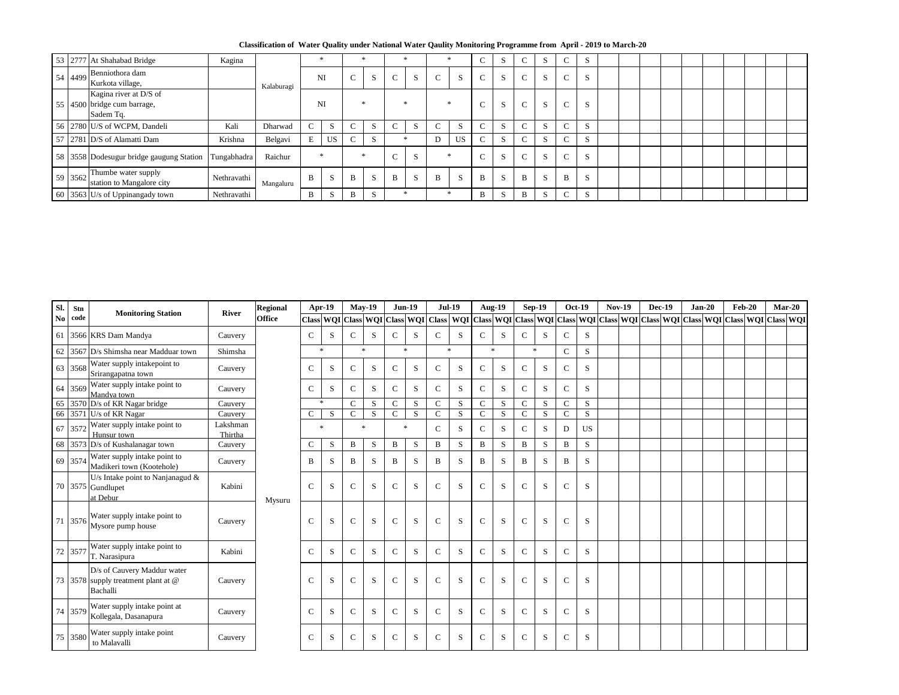**Classification of Water Quality under National Water Qaulity Monitoring Programme from April - 2019 to March-20**

| Sl. No | Stn code | Monitoring Station | River | Regional Office | Apr-19 | | May-19 | | Jun-19 | | Jul-19 | | Aug-19 | | Sep-19 | | Oct-19 | | Nov-19 | | Dec-19 | | Jan-20 | | Feb-20 | | Mar-20 | |
|---|---|---|---|---|---|---|---|---|---|---|---|---|---|---|---|---|---|---|---|---|---|---|---|---|---|---|---|---|
| | | | | | Class | WQI | Class | WQI | Class | WQI | Class | WQI | Class | WQI | Class | WQI | Class | WQI | Class | WQI | Class | WQI | Class | WQI | Class | WQI | Class | WQI |
| 53 | 2777 | At Shahabad Bridge | Kagina | Kalaburagi | * | | * | | * | | * | | C | S | C | S | C | S | | | | | | | | | | |
| 54 | 4499 | Benniothora dam Kurkota village, | | Kalaburagi | NI | | C | S | C | S | C | S | C | S | C | S | C | S | | | | | | | | | | |
| 55 | 4500 | Kagina river at D/S of bridge cum barrage, Sadem Tq. | | Kalaburagi | NI | | * | | * | | * | | C | S | C | S | C | S | | | | | | | | | | |
| 56 | 2780 | U/S of WCPM, Dandeli | Kali | Dharwad | C | S | C | S | C | S | C | S | C | S | C | S | C | S | | | | | | | | | | |
| 57 | 2781 | D/S of Alamatti Dam | Krishna | Belgavi | E | US | C | S | * | | D | US | C | S | C | S | C | S | | | | | | | | | | |
| 58 | 3558 | Dodesugur bridge gaugung Station | Tungabhadra | Raichur | * | | * | | C | S | * | | C | S | C | S | C | S | | | | | | | | | | |
| 59 | 3562 | Thumbe water supply station to Mangalore city | Nethravathi | Mangaluru | B | S | B | S | B | S | B | S | B | S | B | S | B | S | | | | | | | | | | |
| 60 | 3563 | U/s of Uppinangady town | Nethravathi | Mangaluru | B | S | B | S | * | | * | | B | S | B | S | C | S | | | | | | | | | | |
| 61 | 3566 | KRS Dam Mandya | Cauvery | Mysuru | C | S | C | S | C | S | C | S | C | S | C | S | C | S | | | | | | | | | | |
| 62 | 3567 | D/s Shimsha near Madduar town | Shimsha | Mysuru | * | | * | | * | | * | | * | | * | | C | S | | | | | | | | | | |
| 63 | 3568 | Water supply intakepoint to Srirangapatna town | Cauvery | Mysuru | C | S | C | S | C | S | C | S | C | S | C | S | C | S | | | | | | | | | | |
| 64 | 3569 | Water supply intake point to Mandya town | Cauvery | Mysuru | C | S | C | S | C | S | C | S | C | S | C | S | C | S | | | | | | | | | | |
| 65 | 3570 | D/s of KR Nagar bridge | Cauvery | Mysuru | * | | C | S | C | S | C | S | C | S | C | S | C | S | | | | | | | | | | |
| 66 | 3571 | U/s of KR Nagar | Cauvery | Mysuru | C | S | C | S | C | S | C | S | C | S | C | S | C | S | | | | | | | | | | |
| 67 | 3572 | Water supply intake point to Hunsur town | Lakshman Thirtha | Mysuru | * | | * | | * | | C | S | C | S | C | S | D | US | | | | | | | | | | |
| 68 | 3573 | D/s of Kushalanagar town | Cauvery | Mysuru | C | S | B | S | B | S | B | S | B | S | B | S | B | S | | | | | | | | | | |
| 69 | 3574 | Water supply intake point to Madikeri town (Kootehole) | Cauvery | Mysuru | B | S | B | S | B | S | B | S | B | S | B | S | B | S | | | | | | | | | | |
| 70 | 3575 | U/s Intake point to Nanjanagud & Gundlupet at Debur | Kabini | Mysuru | C | S | C | S | C | S | C | S | C | S | C | S | C | S | | | | | | | | | | |
| 71 | 3576 | Water supply intake point to Mysore pump house | Cauvery | Mysuru | C | S | C | S | C | S | C | S | C | S | C | S | C | S | | | | | | | | | | |
| 72 | 3577 | Water supply intake point to T. Narasipura | Kabini | Mysuru | C | S | C | S | C | S | C | S | C | S | C | S | C | S | | | | | | | | | | |
| 73 | 3578 | D/s of Cauvery Maddur water supply treatment plant at @ Bachalli | Cauvery | Mysuru | C | S | C | S | C | S | C | S | C | S | C | S | C | S | | | | | | | | | | |
| 74 | 3579 | Water supply intake point at Kollegala, Dasanapura | Cauvery | Mysuru | C | S | C | S | C | S | C | S | C | S | C | S | C | S | | | | | | | | | | |
| 75 | 3580 | Water supply intake point to Malavalli | Cauvery | Mysuru | C | S | C | S | C | S | C | S | C | S | C | S | C | S | | | | | | | | | | |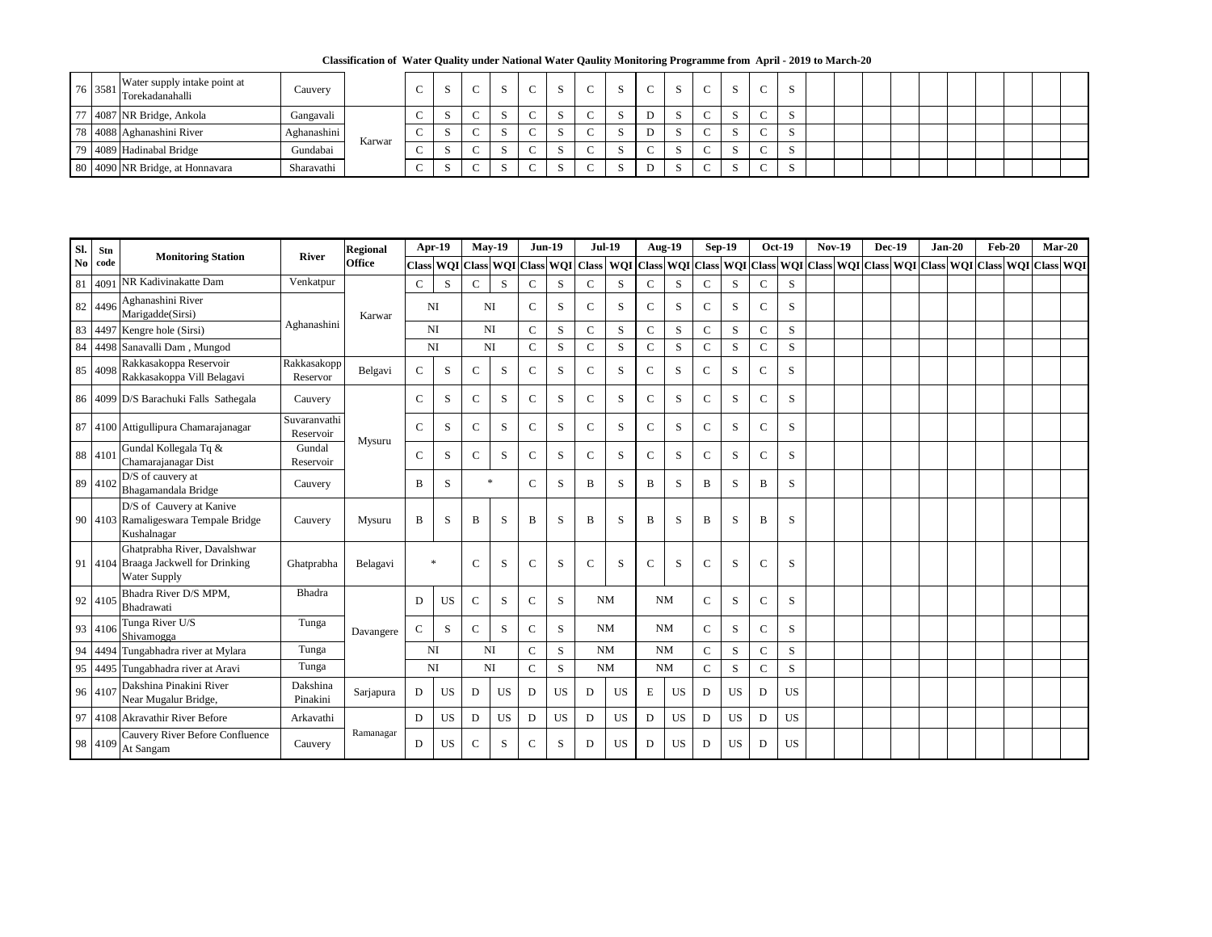**Classification of Water Quality under National Water Qaulity Monitoring Programme from April - 2019 to March-20**

| Sl. No | Stn code | Monitoring Station | River | Regional Office | Apr-19 | | May-19 | | Jun-19 | | Jul-19 | | Aug-19 | | Sep-19 | | Oct-19 | | Nov-19 | | Dec-19 | | Jan-20 | | Feb-20 | | Mar-20 | |
|---|---|---|---|---|---|---|---|---|---|---|---|---|---|---|---|---|---|---|---|---|---|---|---|---|---|---|---|---|
| | | | | | Class | WQI | Class | WQI | Class | WQI | Class | WQI | Class | WQI | Class | WQI | Class | WQI | Class | WQI | Class | WQI | Class | WQI | Class | WQI | Class | WQI |
| 76 | 3581 | Water supply intake point at Torekadanahalli | Cauvery | | C | S | C | S | C | S | C | S | C | S | C | S | C | S | | | | | | | | | | |
| 77 | 4087 | NR Bridge, Ankola | Gangavali | Karwar | C | S | C | S | C | S | C | S | D | S | C | S | C | S | | | | | | | | | | |
| 78 | 4088 | Aghanashini River | Aghanashini | | C | S | C | S | C | S | C | S | D | S | C | S | C | S | | | | | | | | | | |
| 79 | 4089 | Hadinabal Bridge | Gundabai | | C | S | C | S | C | S | C | S | C | S | C | S | C | S | | | | | | | | | | |
| 80 | 4090 | NR Bridge, at Honnavara | Sharavathi | | C | S | C | S | C | S | C | S | D | S | C | S | C | S | | | | | | | | | | |
| 81 | 4091 | NR Kadivinakatte Dam | Venkatpur | Karwar | C | S | C | S | C | S | C | S | C | S | C | S | C | S | | | | | | | | | | |
| 82 | 4496 | Aghanashini River Marigadde(Sirsi) | Aghanashini | | NI | | NI | | C | S | C | S | C | S | C | S | C | S | | | | | | | | | | |
| 83 | 4497 | Kengre hole (Sirsi) | | | NI | | NI | | C | S | C | S | C | S | C | S | C | S | | | | | | | | | | |
| 84 | 4498 | Sanavalli Dam , Mungod | | | NI | | NI | | C | S | C | S | C | S | C | S | C | S | | | | | | | | | | |
| 85 | 4098 | Rakkasakoppa Reservoir Rakkasakoppa Vill Belagavi | Rakkasakopp Reservor | Belgavi | C | S | C | S | C | S | C | S | C | S | C | S | C | S | | | | | | | | | | |
| 86 | 4099 | D/S Barachuki Falls Sathegala | Cauvery | Mysuru | C | S | C | S | C | S | C | S | C | S | C | S | C | S | | | | | | | | | | |
| 87 | 4100 | Attigullipura Chamarajanagar | Suvaranvathi Reservoir | | C | S | C | S | C | S | C | S | C | S | C | S | C | S | | | | | | | | | | |
| 88 | 4101 | Gundal Kollegala Tq & Chamarajanagar Dist | Gundal Reservoir | | C | S | C | S | C | S | C | S | C | S | C | S | C | S | | | | | | | | | | |
| 89 | 4102 | D/S of cauvery at Bhagamandala Bridge | Cauvery | | B | S | * | | C | S | B | S | B | S | B | S | B | S | | | | | | | | | | |
| 90 | 4103 | D/S of Cauvery at Kanive Ramaligeswara Tempale Bridge Kushalnagar | Cauvery | Mysuru | B | S | B | S | B | S | B | S | B | S | B | S | B | S | | | | | | | | | | |
| 91 | 4104 | Ghatprabha River, Davalshwar Braaga Jackwell for Drinking Water Supply | Ghatprabha | Belagavi | * | | C | S | C | S | C | S | C | S | C | S | C | S | | | | | | | | | | |
| 92 | 4105 | Bhadra River D/S MPM, Bhadrawati | Bhadra | Davangere | D | US | C | S | C | S | NM | | NM | | C | S | C | S | | | | | | | | | | |
| 93 | 4106 | Tunga River U/S Shivamogga | Tunga | | C | S | C | S | C | S | NM | | NM | | C | S | C | S | | | | | | | | | | |
| 94 | 4494 | Tungabhadra river at Mylara | Tunga | | NI | | NI | | C | S | NM | | NM | | C | S | C | S | | | | | | | | | | |
| 95 | 4495 | Tungabhadra river at Aravi | Tunga | | NI | | NI | | C | S | NM | | NM | | C | S | C | S | | | | | | | | | | |
| 96 | 4107 | Dakshina Pinakini River Near Mugalur Bridge, | Dakshina Pinakini | Sarjapura | D | US | D | US | D | US | D | US | E | US | D | US | D | US | | | | | | | | | | |
| 97 | 4108 | Akravathir River Before | Arkavathi | Ramanagar | D | US | D | US | D | US | D | US | D | US | D | US | D | US | | | | | | | | | | |
| 98 | 4109 | Cauvery River Before Confluence At Sangam | Cauvery | | D | US | C | S | C | S | D | US | D | US | D | US | D | US | | | | | | | | | | |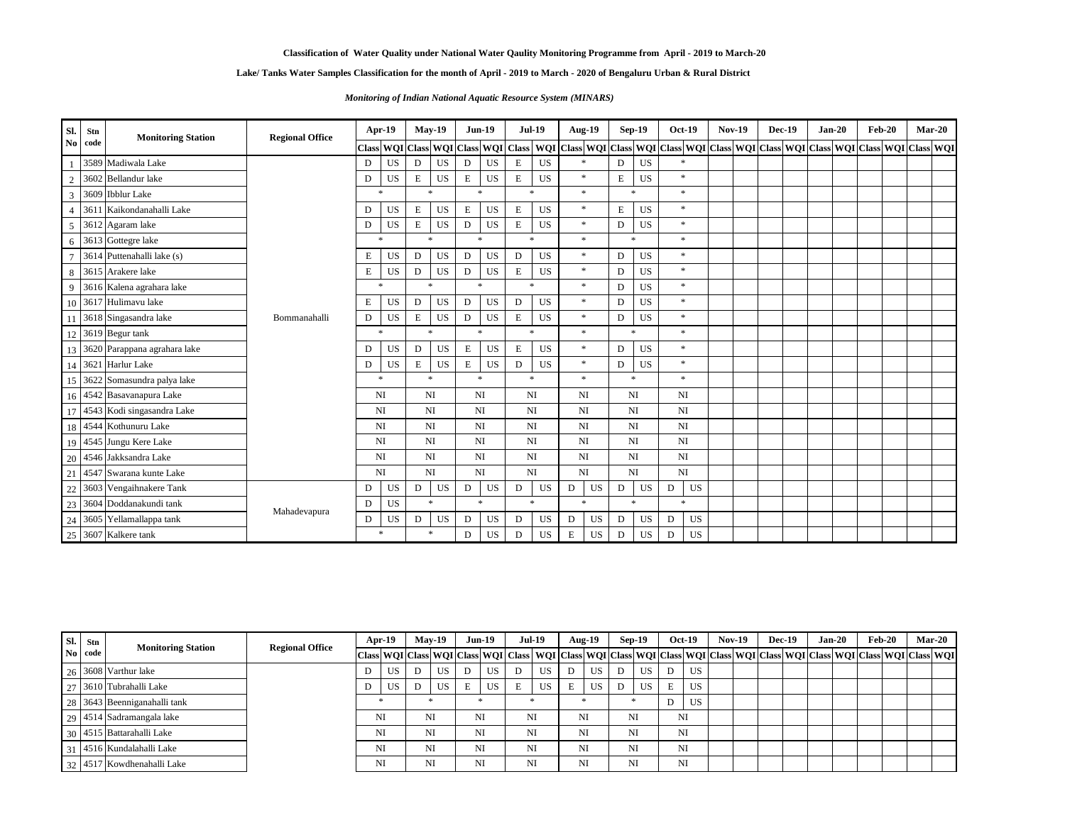**Classification of Water Quality under National Water Qaulity Monitoring Programme from April - 2019 to March-20**

**Lake/ Tanks Water Samples Classification for the month of April - 2019 to March - 2020 of Bengaluru Urban & Rural District**

***Monitoring of Indian National Aquatic Resource System (MINARS)***

| Sl. No | Stn code | Monitoring Station | Regional Office | Apr-19 | | May-19 | | Jun-19 | | Jul-19 | | Aug-19 | | Sep-19 | | Oct-19 | | Nov-19 | | Dec-19 | | Jan-20 | | Feb-20 | | Mar-20 | |
|---|---|---|---|---|---|---|---|---|---|---|---|---|---|---|---|---|---|---|---|---|---|---|---|---|---|---|---|
| | | | | Class | WQI | Class | WQI | Class | WQI | Class | WQI | Class | WQI | Class | WQI | Class | WQI | Class | WQI | Class | WQI | Class | WQI | Class | WQI | Class | WQI |
| 1 | 3589 | Madiwala Lake | Bommanahalli | D | US | D | US | D | US | E | US | * | | D | US | * | | | | | | | | | | | |
| 2 | 3602 | Bellandur lake | | D | US | E | US | E | US | E | US | * | | E | US | * | | | | | | | | | | | |
| 3 | 3609 | Ibblur Lake | | * | | * | | * | | * | | * | | * | | * | | | | | | | | | | | |
| 4 | 3611 | Kaikondanahalli Lake | | D | US | E | US | E | US | E | US | * | | E | US | * | | | | | | | | | | | |
| 5 | 3612 | Agaram lake | | D | US | E | US | D | US | E | US | * | | D | US | * | | | | | | | | | | | |
| 6 | 3613 | Gottegre lake | | * | | * | | * | | * | | * | | * | | * | | | | | | | | | | | |
| 7 | 3614 | Puttenahalli lake (s) | | E | US | D | US | D | US | D | US | * | | D | US | * | | | | | | | | | | | |
| 8 | 3615 | Arakere lake | | E | US | D | US | D | US | E | US | * | | D | US | * | | | | | | | | | | | |
| 9 | 3616 | Kalena agrahara lake | | * | | * | | * | | * | | * | | D | US | * | | | | | | | | | | | |
| 10 | 3617 | Hulimavu lake | | E | US | D | US | D | US | D | US | * | | D | US | * | | | | | | | | | | | |
| 11 | 3618 | Singasandra lake | | D | US | E | US | D | US | E | US | * | | D | US | * | | | | | | | | | | | |
| 12 | 3619 | Begur tank | | * | | * | | * | | * | | * | | * | | * | | | | | | | | | | | |
| 13 | 3620 | Parappana agrahara lake | | D | US | D | US | E | US | E | US | * | | D | US | * | | | | | | | | | | | |
| 14 | 3621 | Harlur Lake | | D | US | E | US | E | US | D | US | * | | D | US | * | | | | | | | | | | | |
| 15 | 3622 | Somasundra palya lake | | * | | * | | * | | * | | * | | * | | * | | | | | | | | | | | |
| 16 | 4542 | Basavanapura Lake | | NI | | NI | | NI | | NI | | NI | | NI | | NI | | | | | | | | | | | |
| 17 | 4543 | Kodi singasandra Lake | | NI | | NI | | NI | | NI | | NI | | NI | | NI | | | | | | | | | | | |
| 18 | 4544 | Kothunuru Lake | | NI | | NI | | NI | | NI | | NI | | NI | | NI | | | | | | | | | | | |
| 19 | 4545 | Jungu Kere Lake | | NI | | NI | | NI | | NI | | NI | | NI | | NI | | | | | | | | | | | |
| 20 | 4546 | Jakksandra Lake | | NI | | NI | | NI | | NI | | NI | | NI | | NI | | | | | | | | | | | |
| 21 | 4547 | Swarana kunte Lake | | NI | | NI | | NI | | NI | | NI | | NI | | NI | | | | | | | | | | | |
| 22 | 3603 | Vengaihnakere Tank | Mahadevapura | D | US | D | US | D | US | D | US | D | US | D | US | D | US | | | | | | | | | | |
| 23 | 3604 | Doddanakundi tank | | D | US | * | | * | | * | | * | | * | | * | | | | | | | | | | | |
| 24 | 3605 | Yellamallappa tank | | D | US | D | US | D | US | D | US | D | US | D | US | D | US | | | | | | | | | | |
| 25 | 3607 | Kalkere tank | | * | | * | | D | US | D | US | E | US | D | US | D | US | | | | | | | | | | |
| 26 | 3608 | Varthur lake | | D | US | D | US | D | US | D | US | D | US | D | US | D | US | | | | | | | | | | |
| 27 | 3610 | Tubrahalli Lake | | D | US | D | US | E | US | E | US | E | US | D | US | E | US | | | | | | | | | | |
| 28 | 3643 | Beenniganahalli tank | | * | | * | | * | | * | | * | | * | | D | US | | | | | | | | | | |
| 29 | 4514 | Sadramangala lake | | NI | | NI | | NI | | NI | | NI | | NI | | NI | | | | | | | | | | | |
| 30 | 4515 | Battarahalli Lake | | NI | | NI | | NI | | NI | | NI | | NI | | NI | | | | | | | | | | | |
| 31 | 4516 | Kundalahalli Lake | | NI | | NI | | NI | | NI | | NI | | NI | | NI | | | | | | | | | | | |
| 32 | 4517 | Kowdhenahalli Lake | | NI | | NI | | NI | | NI | | NI | | NI | | NI | | | | | | | | | | | |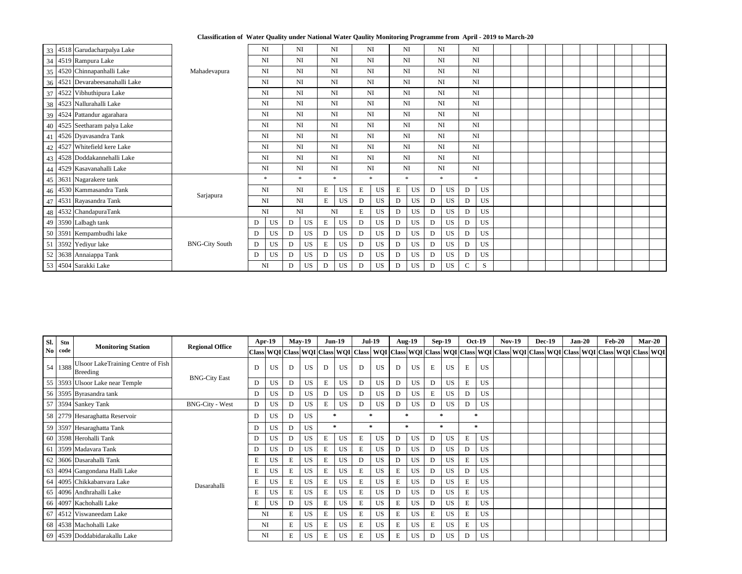**Classification of Water Quality under National Water Qaulity Monitoring Programme from April - 2019 to March-20**

| Sl. No | Stn code | Monitoring Station | Regional Office | Apr-19 | | May-19 | | Jun-19 | | Jul-19 | | Aug-19 | | Sep-19 | | Oct-19 | | Nov-19 | | Dec-19 | | Jan-20 | | Feb-20 | | Mar-20 | |
|---|---|---|---|---|---|---|---|---|---|---|---|---|---|---|---|---|---|---|---|---|---|---|---|---|---|---|---|
| | | | | Class | WQI | Class | WQI | Class | WQI | Class | WQI | Class | WQI | Class | WQI | Class | WQI | Class | WQI | Class | WQI | Class | WQI | Class | WQI | Class | WQI |
| 33 | 4518 | Garudacharpalya Lake | Mahadevapura | NI | | NI | | NI | | NI | | NI | | NI | | NI | | | | | | | | | | | |
| 34 | 4519 | Rampura Lake | | NI | | NI | | NI | | NI | | NI | | NI | | NI | | | | | | | | | | | |
| 35 | 4520 | Chinnapanhalli Lake | | NI | | NI | | NI | | NI | | NI | | NI | | NI | | | | | | | | | | | |
| 36 | 4521 | Devarabeesanahalli Lake | | NI | | NI | | NI | | NI | | NI | | NI | | NI | | | | | | | | | | | |
| 37 | 4522 | Vibhuthipura Lake | | NI | | NI | | NI | | NI | | NI | | NI | | NI | | | | | | | | | | | |
| 38 | 4523 | Nallurahalli Lake | | NI | | NI | | NI | | NI | | NI | | NI | | NI | | | | | | | | | | | |
| 39 | 4524 | Pattandur agarahara | | NI | | NI | | NI | | NI | | NI | | NI | | NI | | | | | | | | | | | |
| 40 | 4525 | Seetharam palya Lake | | NI | | NI | | NI | | NI | | NI | | NI | | NI | | | | | | | | | | | |
| 41 | 4526 | Dyavasandra Tank | | NI | | NI | | NI | | NI | | NI | | NI | | NI | | | | | | | | | | | |
| 42 | 4527 | Whitefield kere Lake | | NI | | NI | | NI | | NI | | NI | | NI | | NI | | | | | | | | | | | |
| 43 | 4528 | Doddakannehalli Lake | | NI | | NI | | NI | | NI | | NI | | NI | | NI | | | | | | | | | | | |
| 44 | 4529 | Kasavanahalli Lake | | NI | | NI | | NI | | NI | | NI | | NI | | NI | | | | | | | | | | | |
| 45 | 3631 | Nagarakere tank | Sarjapura | * | | * | | * | | * | | * | | * | | * | | | | | | | | | | | |
| 46 | 4530 | Kammasandra Tank | | NI | | NI | | E | US | E | US | E | US | D | US | D | US | | | | | | | | | | |
| 47 | 4531 | Rayasandra Tank | | NI | | NI | | E | US | D | US | D | US | D | US | D | US | | | | | | | | | | |
| 48 | 4532 | ChandapuraTank | | NI | | NI | | NI | | E | US | D | US | D | US | D | US | | | | | | | | | | |
| 49 | 3590 | Lalbagh tank | BNG-City South | D | US | D | US | E | US | D | US | D | US | D | US | D | US | | | | | | | | | | |
| 50 | 3591 | Kempambudhi lake | | D | US | D | US | D | US | D | US | D | US | D | US | D | US | | | | | | | | | | |
| 51 | 3592 | Yediyur lake | | D | US | D | US | E | US | D | US | D | US | D | US | D | US | | | | | | | | | | |
| 52 | 3638 | Annaiappa Tank | | D | US | D | US | D | US | D | US | D | US | D | US | D | US | | | | | | | | | | |
| 53 | 4504 | Sarakki Lake | | NI | | D | US | D | US | D | US | D | US | D | US | C | S | | | | | | | | | | |
| 54 | 1388 | Ulsoor LakeTraining Centre of Fish Breeding | BNG-City East | D | US | D | US | D | US | D | US | D | US | E | US | E | US | | | | | | | | | | |
| 55 | 3593 | Ulsoor Lake near Temple | | D | US | D | US | E | US | D | US | D | US | D | US | E | US | | | | | | | | | | |
| 56 | 3595 | Byrasandra tank | | D | US | D | US | D | US | D | US | D | US | E | US | D | US | | | | | | | | | | |
| 57 | 3594 | Sankey Tank | BNG-City - West | D | US | D | US | E | US | D | US | D | US | D | US | D | US | | | | | | | | | | |
| 58 | 2779 | Hesaraghatta Reservoir | Dasarahalli | D | US | D | US | * | | * | | * | | * | | * | | | | | | | | | | | |
| 59 | 3597 | Hesaraghatta Tank | | D | US | D | US | * | | * | | * | | * | | * | | | | | | | | | | | |
| 60 | 3598 | Herohalli Tank | | D | US | D | US | E | US | E | US | D | US | D | US | E | US | | | | | | | | | | |
| 61 | 3599 | Madavara Tank | | D | US | D | US | E | US | E | US | D | US | D | US | D | US | | | | | | | | | | |
| 62 | 3606 | Dasarahalli Tank | | E | US | E | US | E | US | D | US | D | US | D | US | E | US | | | | | | | | | | |
| 63 | 4094 | Gangondana Halli Lake | | E | US | E | US | E | US | E | US | E | US | D | US | D | US | | | | | | | | | | |
| 64 | 4095 | Chikkabanvara Lake | | E | US | E | US | E | US | E | US | E | US | D | US | E | US | | | | | | | | | | |
| 65 | 4096 | Andhrahalli Lake | | E | US | E | US | E | US | E | US | D | US | D | US | E | US | | | | | | | | | | |
| 66 | 4097 | Kachohalli Lake | | E | US | D | US | E | US | E | US | E | US | D | US | E | US | | | | | | | | | | |
| 67 | 4512 | Viswaneedam Lake | | NI | | E | US | E | US | E | US | E | US | E | US | E | US | | | | | | | | | | |
| 68 | 4538 | Machohalli Lake | | NI | | E | US | E | US | E | US | E | US | E | US | E | US | | | | | | | | | | |
| 69 | 4539 | Doddabidarakallu Lake | | NI | | E | US | E | US | E | US | E | US | D | US | D | US | | | | | | | | | | |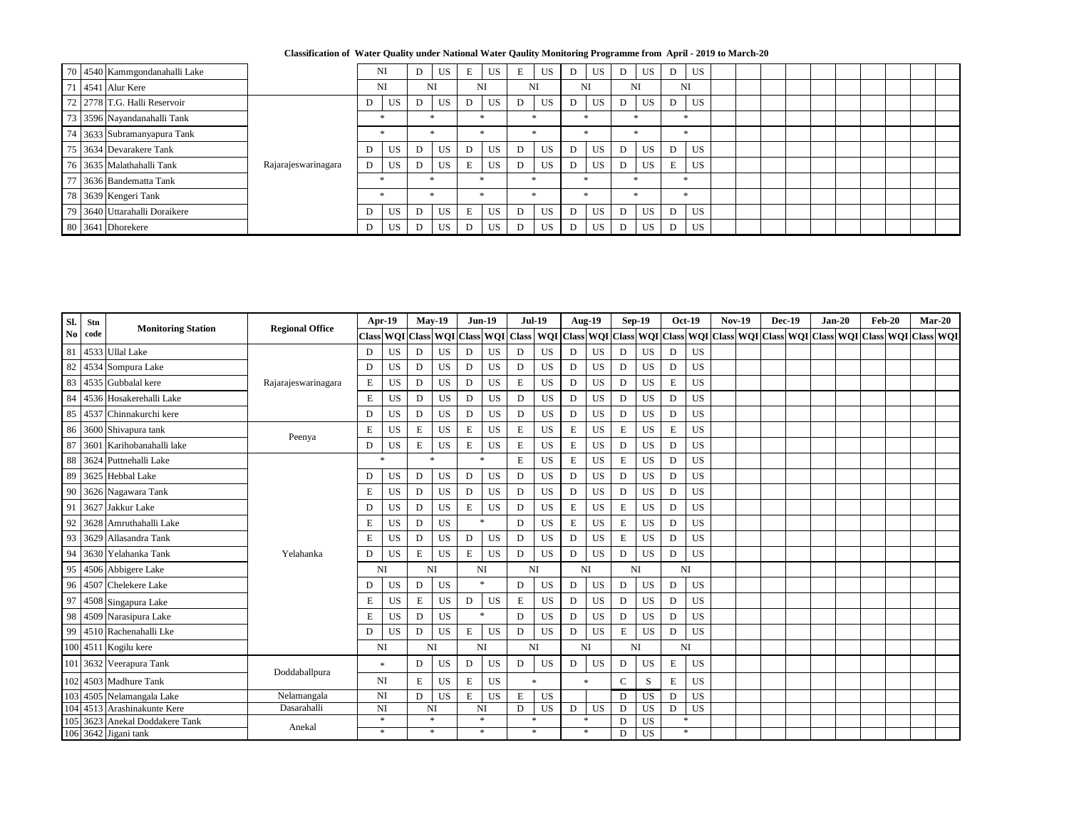# Classification of Water Quality under National Water Qaulity Monitoring Programme from April - 2019 to March-20

| Sl. No | Stn code | Monitoring Station | Regional Office | Apr-19 | | May-19 | | Jun-19 | | Jul-19 | | Aug-19 | | Sep-19 | | Oct-19 | | Nov-19 | | Dec-19 | | Jan-20 | | Feb-20 | | Mar-20 | |
|---|---|---|---|---|---|---|---|---|---|---|---|---|---|---|---|---|---|---|---|---|---|---|---|---|---|---|---|
| | | | | Class | WQI | Class | WQI | Class | WQI | Class | WQI | Class | WQI | Class | WQI | Class | WQI | Class | WQI | Class | WQI | Class | WQI | Class | WQI | Class | WQI |
| 70 | 4540 | Kammgondanahalli Lake | | NI | | D | US | E | US | E | US | D | US | D | US | D | US | | | | | | | | | | |
| 71 | 4541 | Alur Kere | | NI | | NI | | NI | | NI | | NI | | NI | | NI | | | | | | | | | | | |
| 72 | 2778 | T.G. Halli Reservoir | Rajarajeswarinagara | D | US | D | US | D | US | D | US | D | US | D | US | D | US | | | | | | | | | | |
| 73 | 3596 | Nayandanahalli Tank | | * | | * | | * | | * | | * | | * | | * | | | | | | | | | | | |
| 74 | 3633 | Subramanyapura Tank | | * | | * | | * | | * | | * | | * | | * | | | | | | | | | | | |
| 75 | 3634 | Devarakere Tank | | D | US | D | US | D | US | D | US | D | US | D | US | D | US | | | | | | | | | | |
| 76 | 3635 | Malathahalli Tank | | D | US | D | US | E | US | D | US | D | US | D | US | E | US | | | | | | | | | | |
| 77 | 3636 | Bandematta Tank | | * | | * | | * | | * | | * | | * | | * | | | | | | | | | | | |
| 78 | 3639 | Kengeri Tank | | * | | * | | * | | * | | * | | * | | * | | | | | | | | | | | |
| 79 | 3640 | Uttarahalli Doraikere | | D | US | D | US | E | US | D | US | D | US | D | US | D | US | | | | | | | | | | |
| 80 | 3641 | Dhorekere | | D | US | D | US | D | US | D | US | D | US | D | US | D | US | | | | | | | | | | |
| 81 | 4533 | Ullal Lake | Rajarajeswarinagara | D | US | D | US | D | US | D | US | D | US | D | US | D | US | | | | | | | | | | |
| 82 | 4534 | Sompura Lake | | D | US | D | US | D | US | D | US | D | US | D | US | D | US | | | | | | | | | | |
| 83 | 4535 | Gubbalal kere | | E | US | D | US | D | US | E | US | D | US | D | US | E | US | | | | | | | | | | |
| 84 | 4536 | Hosakerehalli Lake | | E | US | D | US | D | US | D | US | D | US | D | US | D | US | | | | | | | | | | |
| 85 | 4537 | Chinnakurchi kere | | D | US | D | US | D | US | D | US | D | US | D | US | D | US | | | | | | | | | | |
| 86 | 3600 | Shivapura tank | Peenya | E | US | E | US | E | US | E | US | E | US | E | US | E | US | | | | | | | | | | |
| 87 | 3601 | Karihobanahalli lake | | D | US | E | US | E | US | E | US | E | US | D | US | D | US | | | | | | | | | | |
| 88 | 3624 | Puttnehalli Lake | Yelahanka | * | | * | | * | | E | US | E | US | E | US | D | US | | | | | | | | | | |
| 89 | 3625 | Hebbal Lake | | D | US | D | US | D | US | D | US | D | US | D | US | D | US | | | | | | | | | | |
| 90 | 3626 | Nagawara Tank | | E | US | D | US | D | US | D | US | D | US | D | US | D | US | | | | | | | | | | |
| 91 | 3627 | Jakkur Lake | | D | US | D | US | E | US | D | US | E | US | E | US | D | US | | | | | | | | | | |
| 92 | 3628 | Amruthahalli Lake | | E | US | D | US | * | | D | US | E | US | E | US | D | US | | | | | | | | | | |
| 93 | 3629 | Allasandra Tank | | E | US | D | US | D | US | D | US | D | US | E | US | D | US | | | | | | | | | | |
| 94 | 3630 | Yelahanka Tank | | D | US | E | US | E | US | D | US | D | US | D | US | D | US | | | | | | | | | | |
| 95 | 4506 | Abbigere Lake | | NI | | NI | | NI | | NI | | NI | | NI | | NI | | | | | | | | | | | |
| 96 | 4507 | Chelekere Lake | | D | US | D | US | * | | D | US | D | US | D | US | D | US | | | | | | | | | | |
| 97 | 4508 | Singapura Lake | | E | US | E | US | D | US | E | US | D | US | D | US | D | US | | | | | | | | | | |
| 98 | 4509 | Narasipura Lake | | E | US | D | US | * | | D | US | D | US | D | US | D | US | | | | | | | | | | |
| 99 | 4510 | Rachenahalli Lke | | D | US | D | US | E | US | D | US | D | US | E | US | D | US | | | | | | | | | | |
| 100 | 4511 | Kogilu kere | | NI | | NI | | NI | | NI | | NI | | NI | | NI | | | | | | | | | | | |
| 101 | 3632 | Veerapura Tank | Doddaballpura | * | | D | US | D | US | D | US | D | US | D | US | E | US | | | | | | | | | | |
| 102 | 4503 | Madhure Tank | | NI | | E | US | E | US | * | | * | | C | S | E | US | | | | | | | | | | |
| 103 | 4505 | Nelamangala Lake | Nelamangala | NI | | D | US | E | US | E | US | | | D | US | D | US | | | | | | | | | | |
| 104 | 4513 | Arashinakunte Kere | Dasarahalli | NI | | NI | | NI | | D | US | D | US | D | US | D | US | | | | | | | | | | |
| 105 | 3623 | Anekal Doddakere Tank | Anekal | * | | * | | * | | * | | * | | D | US | * | | | | | | | | | | | |
| 106 | 3642 | Jigani tank | | * | | * | | * | | * | | * | | D | US | * | | | | | | | | | | | |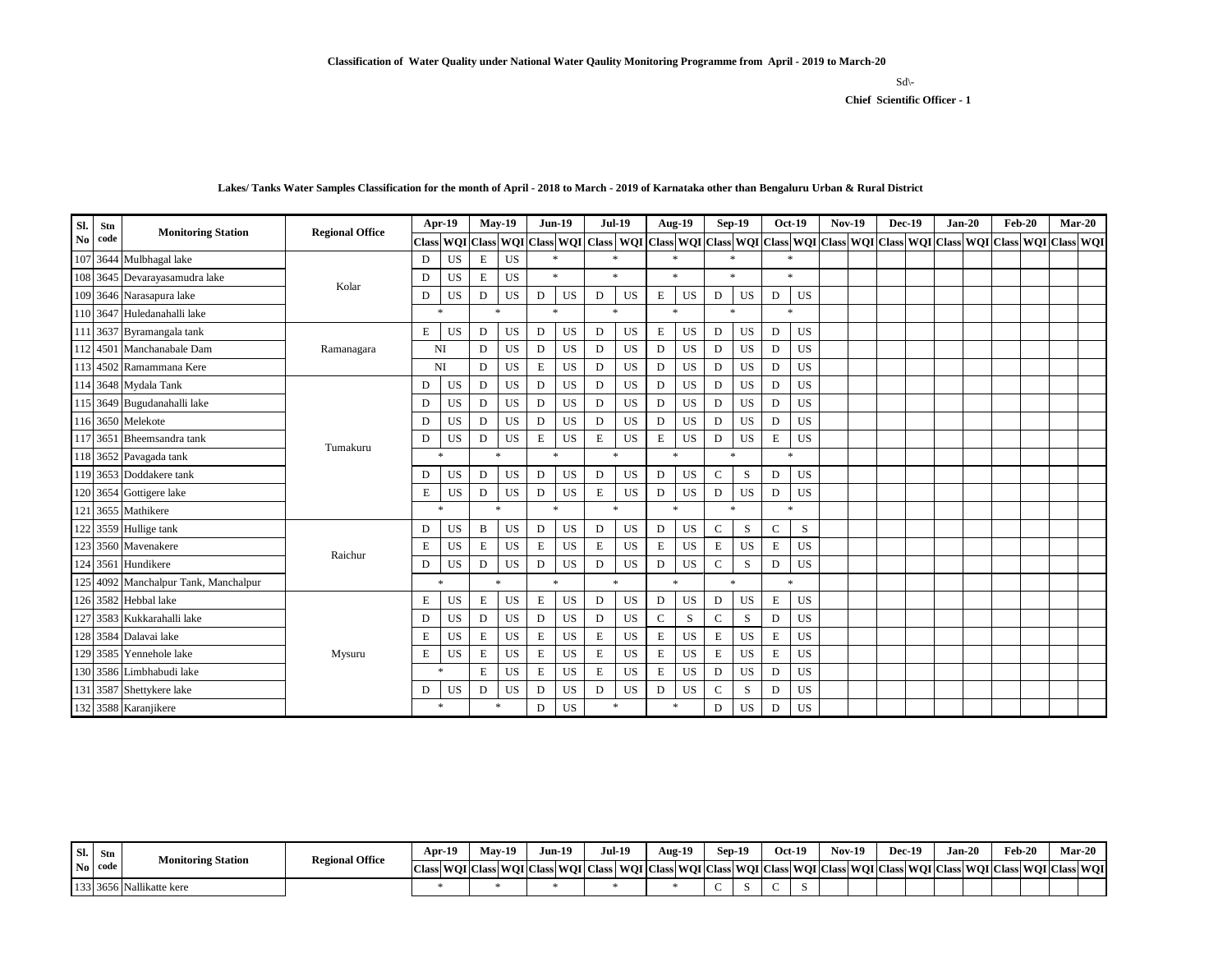**Classification of Water Quality under National Water Qaulity Monitoring Programme from April - 2019 to March-20**

Sd\-

**Chief Scientific Officer - 1**

**Lakes/ Tanks Water Samples Classification for the month of April - 2018 to March - 2019 of Karnataka other than Bengaluru Urban & Rural District**

| Sl. No | Stn code | Monitoring Station | Regional Office | Apr-19 | | May-19 | | Jun-19 | | Jul-19 | | Aug-19 | | Sep-19 | | Oct-19 | | Nov-19 | | Dec-19 | | Jan-20 | | Feb-20 | | Mar-20 | |
|---|---|---|---|---|---|---|---|---|---|---|---|---|---|---|---|---|---|---|---|---|---|---|---|---|---|---|---|
| | | | | Class | WQI | Class | WQI | Class | WQI | Class | WQI | Class | WQI | Class | WQI | Class | WQI | Class | WQI | Class | WQI | Class | WQI | Class | WQI | Class | WQI |
| 107 | 3644 | Mulbhagal lake | Kolar | D | US | E | US | * | | * | | * | | * | | * | | | | | | | | | | | |
| 108 | 3645 | Devarayasamudra lake | Kolar | D | US | E | US | * | | * | | * | | * | | * | | | | | | | | | | | |
| 109 | 3646 | Narasapura lake | Kolar | D | US | D | US | D | US | D | US | E | US | D | US | D | US | | | | | | | | | | |
| 110 | 3647 | Huledanahalli lake | Kolar | * | | * | | * | | * | | * | | * | | * | | | | | | | | | | | |
| 111 | 3637 | Byramangala tank | Ramanagara | E | US | D | US | D | US | D | US | E | US | D | US | D | US | | | | | | | | | | |
| 112 | 4501 | Manchanabale Dam | Ramanagara | NI | | D | US | D | US | D | US | D | US | D | US | D | US | | | | | | | | | | |
| 113 | 4502 | Ramammana Kere | Ramanagara | NI | | D | US | E | US | D | US | D | US | D | US | D | US | | | | | | | | | | |
| 114 | 3648 | Mydala Tank | Tumakuru | D | US | D | US | D | US | D | US | D | US | D | US | D | US | | | | | | | | | | |
| 115 | 3649 | Bugudanahalli lake | Tumakuru | D | US | D | US | D | US | D | US | D | US | D | US | D | US | | | | | | | | | | |
| 116 | 3650 | Melekote | Tumakuru | D | US | D | US | D | US | D | US | D | US | D | US | D | US | | | | | | | | | | |
| 117 | 3651 | Bheemsandra tank | Tumakuru | D | US | D | US | E | US | E | US | E | US | D | US | E | US | | | | | | | | | | |
| 118 | 3652 | Pavagada tank | Tumakuru | * | | * | | * | | * | | * | | * | | * | | | | | | | | | | | |
| 119 | 3653 | Doddakere tank | Tumakuru | D | US | D | US | D | US | D | US | D | US | C | S | D | US | | | | | | | | | | |
| 120 | 3654 | Gottigere lake | Tumakuru | E | US | D | US | D | US | E | US | D | US | D | US | D | US | | | | | | | | | | |
| 121 | 3655 | Mathikere | Tumakuru | * | | * | | * | | * | | * | | * | | * | | | | | | | | | | | |
| 122 | 3559 | Hullige tank | Raichur | D | US | B | US | D | US | D | US | D | US | C | S | C | S | | | | | | | | | | |
| 123 | 3560 | Mavenakere | Raichur | E | US | E | US | E | US | E | US | E | US | E | US | E | US | | | | | | | | | | |
| 124 | 3561 | Hundikere | Raichur | D | US | D | US | D | US | D | US | D | US | C | S | D | US | | | | | | | | | | |
| 125 | 4092 | Manchalpur Tank, Manchalpur | Raichur | * | | * | | * | | * | | * | | * | | * | | | | | | | | | | | |
| 126 | 3582 | Hebbal lake | Mysuru | E | US | E | US | E | US | D | US | D | US | D | US | E | US | | | | | | | | | | |
| 127 | 3583 | Kukkarahalli lake | Mysuru | D | US | D | US | D | US | D | US | C | S | C | S | D | US | | | | | | | | | | |
| 128 | 3584 | Dalavai lake | Mysuru | E | US | E | US | E | US | E | US | E | US | E | US | E | US | | | | | | | | | | |
| 129 | 3585 | Yennehole lake | Mysuru | E | US | E | US | E | US | E | US | E | US | E | US | E | US | | | | | | | | | | |
| 130 | 3586 | Limbhabudi lake | Mysuru | * | | E | US | E | US | E | US | E | US | D | US | D | US | | | | | | | | | | |
| 131 | 3587 | Shettykere lake | Mysuru | D | US | D | US | D | US | D | US | D | US | C | S | D | US | | | | | | | | | | |
| 132 | 3588 | Karanjikere | Mysuru | * | | * | | D | US | * | | * | | D | US | D | US | | | | | | | | | | |
| 133 | 3656 | Nallikatte kere | | * | | * | | * | | * | | * | | C | S | C | S | | | | | | | | | | |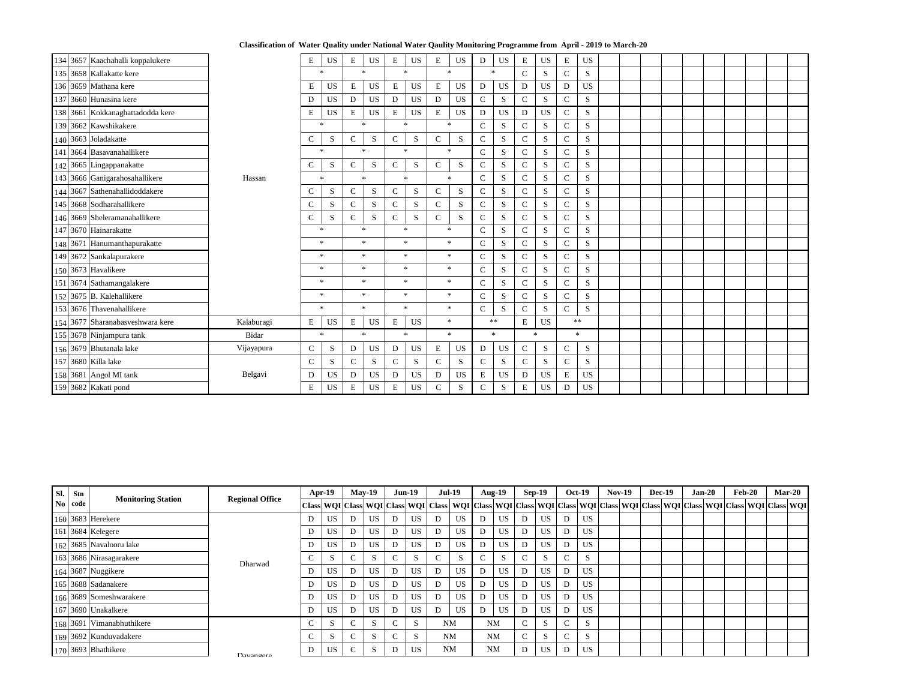**Classification of Water Quality under National Water Qaulity Monitoring Programme from April - 2019 to March-20**

| Sl. No | Stn code | Monitoring Station | Regional Office | Apr-19 | | May-19 | | Jun-19 | | Jul-19 | | Aug-19 | | Sep-19 | | Oct-19 | | Nov-19 | | Dec-19 | | Jan-20 | | Feb-20 | | Mar-20 | |
|---|---|---|---|---|---|---|---|---|---|---|---|---|---|---|---|---|---|---|---|---|---|---|---|---|---|---|---|
| | | | | Class | WQI | Class | WQI | Class | WQI | Class | WQI | Class | WQI | Class | WQI | Class | WQI | Class | WQI | Class | WQI | Class | WQI | Class | WQI | Class | WQI |
| 134 | 3657 | Kaachahalli koppalukere | Hassan | E | US | E | US | E | US | E | US | D | US | E | US | E | US | | | | | | | | | | |
| 135 | 3658 | Kallakatte kere | | * | | * | | * | | * | | * | | C | S | C | S | | | | | | | | | | |
| 136 | 3659 | Mathana kere | | E | US | E | US | E | US | E | US | D | US | D | US | D | US | | | | | | | | | | |
| 137 | 3660 | Hunasina kere | | D | US | D | US | D | US | D | US | C | S | C | S | C | S | | | | | | | | | | |
| 138 | 3661 | Kokkanaghattadodda kere | | E | US | E | US | E | US | E | US | D | US | D | US | C | S | | | | | | | | | | |
| 139 | 3662 | Kawshikakere | | * | | * | | * | | * | | C | S | C | S | C | S | | | | | | | | | | |
| 140 | 3663 | Joladakatte | | C | S | C | S | C | S | C | S | C | S | C | S | C | S | | | | | | | | | | |
| 141 | 3664 | Basavanahallikere | | * | | * | | * | | * | | C | S | C | S | C | S | | | | | | | | | | |
| 142 | 3665 | Lingappanakatte | | C | S | C | S | C | S | C | S | C | S | C | S | C | S | | | | | | | | | | |
| 143 | 3666 | Ganigarahosahallikere | | * | | * | | * | | * | | C | S | C | S | C | S | | | | | | | | | | |
| 144 | 3667 | Sathenahallidoddakere | | C | S | C | S | C | S | C | S | C | S | C | S | C | S | | | | | | | | | | |
| 145 | 3668 | Sodharahallikere | | C | S | C | S | C | S | C | S | C | S | C | S | C | S | | | | | | | | | | |
| 146 | 3669 | Sheleramanahallikere | | C | S | C | S | C | S | C | S | C | S | C | S | C | S | | | | | | | | | | |
| 147 | 3670 | Hainarakatte | | * | | * | | * | | * | | C | S | C | S | C | S | | | | | | | | | | |
| 148 | 3671 | Hanumanthapurakatte | | * | | * | | * | | * | | C | S | C | S | C | S | | | | | | | | | | |
| 149 | 3672 | Sankalapurakere | | * | | * | | * | | * | | C | S | C | S | C | S | | | | | | | | | | |
| 150 | 3673 | Havalikere | | * | | * | | * | | * | | C | S | C | S | C | S | | | | | | | | | | |
| 151 | 3674 | Sathamangalakere | | * | | * | | * | | * | | C | S | C | S | C | S | | | | | | | | | | |
| 152 | 3675 | B. Kalehallikere | | * | | * | | * | | * | | C | S | C | S | C | S | | | | | | | | | | |
| 153 | 3676 | Thavenahallikere | | * | | * | | * | | * | | C | S | C | S | C | S | | | | | | | | | | |
| 154 | 3677 | Sharanabasveshwara kere | Kalaburagi | E | US | E | US | E | US | * | | ** | | E | US | ** | | | | | | | | | | | |
| 155 | 3678 | Ninjampura tank | Bidar | * | | * | | * | | * | | * | | * | | * | | | | | | | | | | | |
| 156 | 3679 | Bhutanala lake | Vijayapura | C | S | D | US | D | US | E | US | D | US | C | S | C | S | | | | | | | | | | |
| 157 | 3680 | Killa lake | Belgavi | C | S | C | S | C | S | C | S | C | S | C | S | C | S | | | | | | | | | | |
| 158 | 3681 | Angol MI tank | | D | US | D | US | D | US | D | US | E | US | D | US | E | US | | | | | | | | | | |
| 159 | 3682 | Kakati pond | | E | US | E | US | E | US | C | S | C | S | E | US | D | US | | | | | | | | | | |
| 160 | 3683 | Herekere | Dharwad | D | US | D | US | D | US | D | US | D | US | D | US | D | US | | | | | | | | | | |
| 161 | 3684 | Kelegere | | D | US | D | US | D | US | D | US | D | US | D | US | D | US | | | | | | | | | | |
| 162 | 3685 | Navalooru lake | | D | US | D | US | D | US | D | US | D | US | D | US | D | US | | | | | | | | | | |
| 163 | 3686 | Nirasagarakere | | C | S | C | S | C | S | C | S | C | S | C | S | C | S | | | | | | | | | | |
| 164 | 3687 | Nuggikere | | D | US | D | US | D | US | D | US | D | US | D | US | D | US | | | | | | | | | | |
| 165 | 3688 | Sadanakere | | D | US | D | US | D | US | D | US | D | US | D | US | D | US | | | | | | | | | | |
| 166 | 3689 | Someshwarakere | | D | US | D | US | D | US | D | US | D | US | D | US | D | US | | | | | | | | | | |
| 167 | 3690 | Unakalkere | | D | US | D | US | D | US | D | US | D | US | D | US | D | US | | | | | | | | | | |
| 168 | 3691 | Vimanabhuthikere | Davangere | C | S | C | S | C | S | NM | | NM | | C | S | C | S | | | | | | | | | | |
| 169 | 3692 | Kunduvadakere | | C | S | C | S | C | S | NM | | NM | | C | S | C | S | | | | | | | | | | |
| 170 | 3693 | Bhathikere | | D | US | C | S | D | US | NM | | NM | | D | US | D | US | | | | | | | | | | |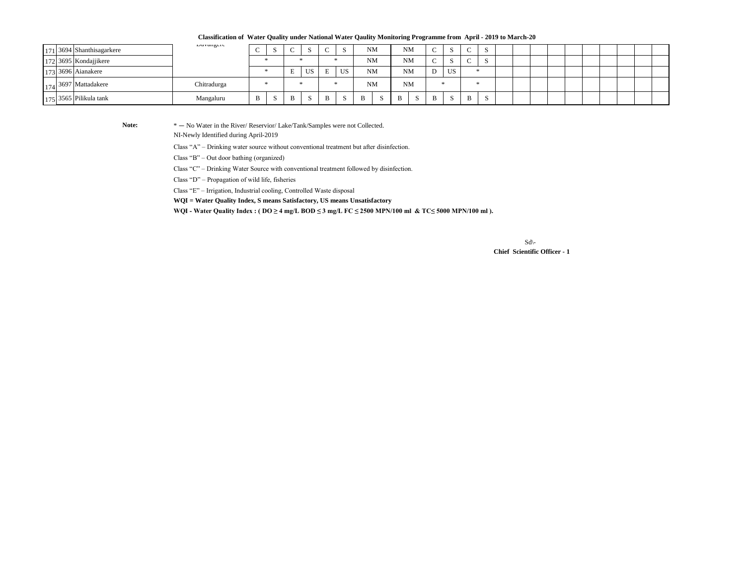**Classification of Water Quality under National Water Qaulity Monitoring Programme from April - 2019 to March-20**

| | | | | | | | | | | | | | | | | | | | | | | | | | | | | | | |
|---|---|---|---|---|---|---|---|---|---|---|---|---|---|---|---|---|---|---|---|---|---|---|---|---|---|---|---|---|---|---|
| 171 | 3694 | Shanthisagarkere | Davangere | C | S | C | S | C | S | NM | | NM | | C | S | C | S | | | | | | | | | | | | | |
| 172 | 3695 | Kondajjikere | | * | | * | | * | | NM | | NM | | C | S | C | S | | | | | | | | | | | | | |
| 173 | 3696 | Aianakere | | * | | E | US | E | US | NM | | NM | | D | US | * | | | | | | | | | | | | | | |
| 174 | 3697 | Mattadakere | Chitradurga | * | | * | | * | | NM | | NM | | * | | * | | | | | | | | | | | | | | |
| 175 | 3565 | Pilikula tank | Mangaluru | B | S | B | S | B | S | B | S | B | S | B | S | B | S | | | | | | | | | | | | | |

**Note:**

\* — No Water in the River/ Reservior/ Lake/Tank/Samples were not Collected.

NI-Newly Identified during April-2019

Class "A" – Drinking water source without conventional treatment but after disinfection.

Class "B" – Out door bathing (organized)

Class "C" – Drinking Water Source with conventional treatment followed by disinfection.

Class "D" – Propagation of wild life, fisheries

Class "E" – Irrigation, Industrial cooling, Controlled Waste disposal

**WQI = Water Quality Index, S means Satisfactory, US means Unsatisfactory**

**WQI - Water Quality Index : ( DO ≥ 4 mg/L BOD ≤ 3 mg/L FC ≤ 2500 MPN/100 ml & TC≤ 5000 MPN/100 ml ).**

Sd\-

**Chief Scientific Officer - 1**